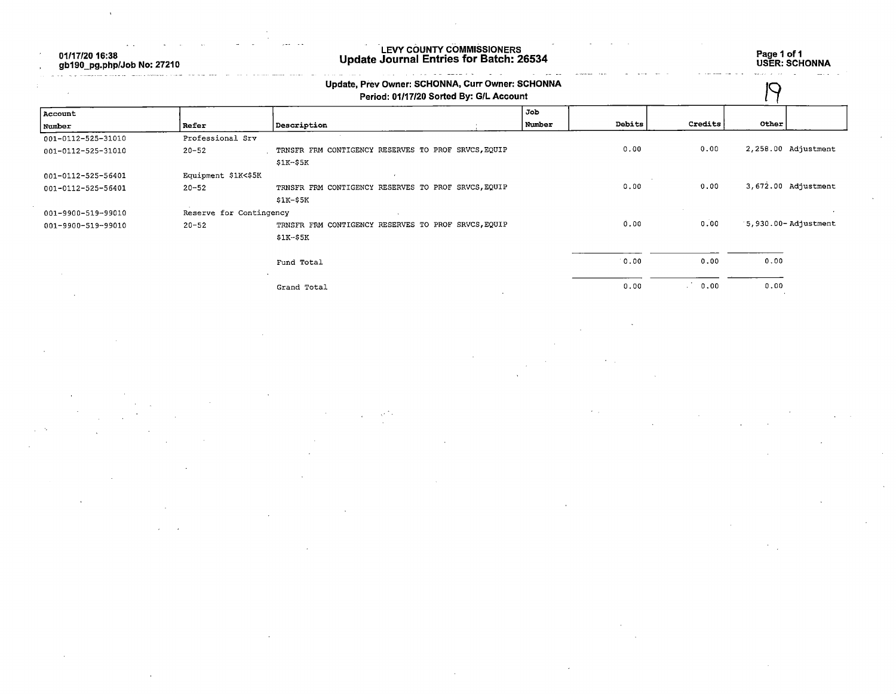01/17/20 16:38
gb190_pg.php/Job No: 27210

# LEVY COUNTY COMMISSIONERS
## Update Journal Entries for Batch: 26534

USER: SCHONNA

**Update, Prev Owner: SCHONNA, Curr Owner: SCHONNA**
**Period: 01/17/20 Sorted By: G/L Account**

19

| Account Number | Refer | Description | Job Number | Debits | Credits | Other | |
|---|---|---|---|---|---|---|---|
| 001-0112-525-31010 | Professional Srv | | | | | | |
| 001-0112-525-31010 | 20-52 | TRNSFR FRM CONTIGENCY RESERVES TO PROF SRVCS,EQUIP $1K-$5K | | 0.00 | 0.00 | 2,258.00 | Adjustment |
| 001-0112-525-56401 | Equipment $1K<$5K | | | | | | |
| 001-0112-525-56401 | 20-52 | TRNSFR FRM CONTIGENCY RESERVES TO PROF SRVCS,EQUIP $1K-$5K | | 0.00 | 0.00 | 3,672.00 | Adjustment |
| 001-9900-519-99010 | Reserve for Contingency | | | | | | |
| 001-9900-519-99010 | 20-52 | TRNSFR FRM CONTIGENCY RESERVES TO PROF SRVCS,EQUIP $1K-$5K | | 0.00 | 0.00 | 5,930.00- | Adjustment |
| | | Fund Total | | 0.00 | 0.00 | 0.00 | |
| | | Grand Total | | 0.00 | 0.00 | 0.00 | |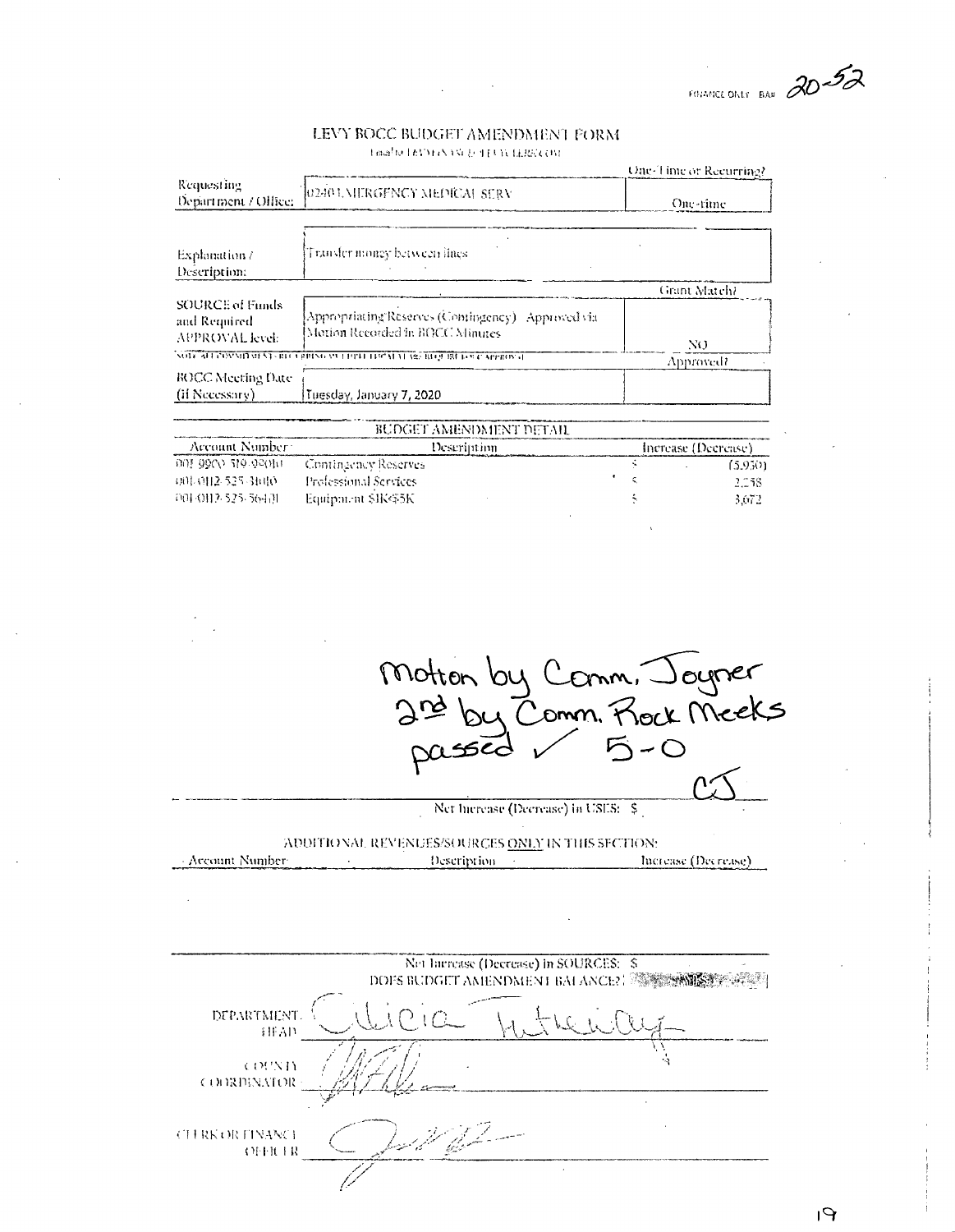FINANCE ONLY BA# 20-52

# LEVY BOCC BUDGET AMENDMENT FORM

Email to LEVYFINANCE@LEVYCLERK.COM

| | | One-Time or Recurring? |
|---|---|---|
| Requesting Department / Office: | 0240 EMERGENCY MEDICAL SERV | One-time |
| Explanation / Description: | Transfer money between lines | |
| | | Grant Match? |
| SOURCE of Funds and Required APPROVAL level: | Appropriating Reserves (Contingency) Approved via Motion Recorded in BOCC Minutes | NO |
| | | Approved? |
| BOCC Meeting Date (if Necessary) | Tuesday, January 7, 2020 | |

NOTE: ALL COMMITMENT - RECURRING MULTIPLE FISCAL YEARS REQUIRE BOCC APPROVAL

## BUDGET AMENDMENT DETAIL

| Account Number | Description | Increase (Decrease) |
|---|---|---|
| 001-9900-519-99010 | Contingency Reserves | $ (5,930) |
| 001-0112-525-31010 | Professional Services | $ 2,258 |
| 001-0112-525-56400 | Equipment $1K<$5K | $ 3,672 |

Motion by Comm. Joyner
2nd by Comm. Rock Meeks
passed ✓ 5-0
CJ

Net Increase (Decrease) in USES: $

## ADDITIONAL REVENUES/SOURCES ONLY IN THIS SECTION:

| Account Number | Description | Increase (Decrease) |
|---|---|---|
| | | |

Net Increase (Decrease) in SOURCES: $

DOES BUDGET AMENDMENT BALANCE? YES

DEPARTMENT HEAD: *(signature)*

COUNTY COORDINATOR: *(signature)*

CLERK OR FINANCE OFFICER: *(signature)*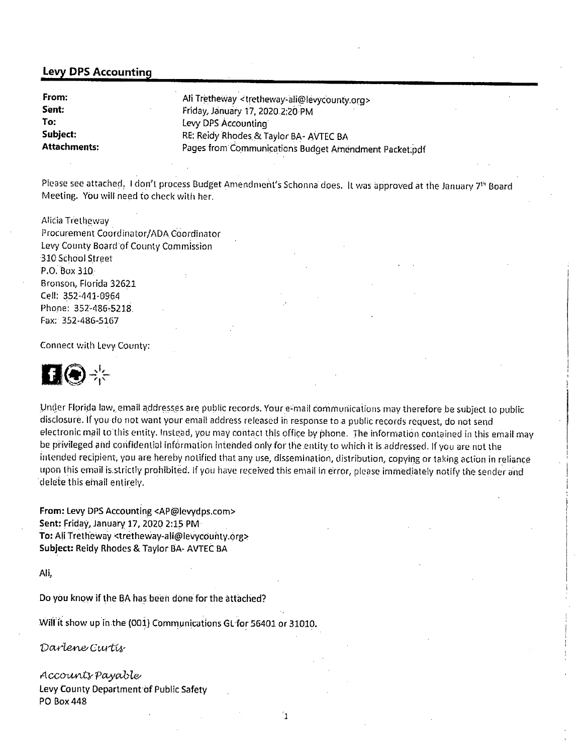## Levy DPS Accounting

| | |
|---|---|
| **From:** | Ali Tretheway <tretheway-ali@levycounty.org> |
| **Sent:** | Friday, January 17, 2020 2:20 PM |
| **To:** | Levy DPS Accounting |
| **Subject:** | RE: Reidy Rhodes & Taylor BA- AVTEC BA |
| **Attachments:** | Pages from Communications Budget Amendment Packet.pdf |

Please see attached. I don't process Budget Amendment's Schonna does. It was approved at the January 7th Board Meeting. You will need to check with her.

Alicia Tretheway
Procurement Coordinator/ADA Coordinator
Levy County Board of County Commission
310 School Street
P.O. Box 310
Bronson, Florida 32621
Cell: 352-441-0964
Phone: 352-486-5218
Fax: 352-486-5167

Connect with Levy County:

Under Florida law, email addresses are public records. Your e-mail communications may therefore be subject to public disclosure. If you do not want your email address released in response to a public records request, do not send electronic mail to this entity. Instead, you may contact this office by phone. The information contained in this email may be privileged and confidential information intended only for the entity to which it is addressed. If you are not the intended recipient, you are hereby notified that any use, dissemination, distribution, copying or taking action in reliance upon this email is strictly prohibited. If you have received this email in error, please immediately notify the sender and delete this email entirely.

**From:** Levy DPS Accounting <AP@levydps.com>
**Sent:** Friday, January 17, 2020 2:15 PM
**To:** Ali Tretheway <tretheway-ali@levycounty.org>
**Subject:** Reidy Rhodes & Taylor BA- AVTEC BA

Ali,

Do you know if the BA has been done for the attached?

Will it show up in the (001) Communications GL for 56401 or 31010.

*Darlene Curtis*

*Accounts Payable*
Levy County Department of Public Safety
PO Box 448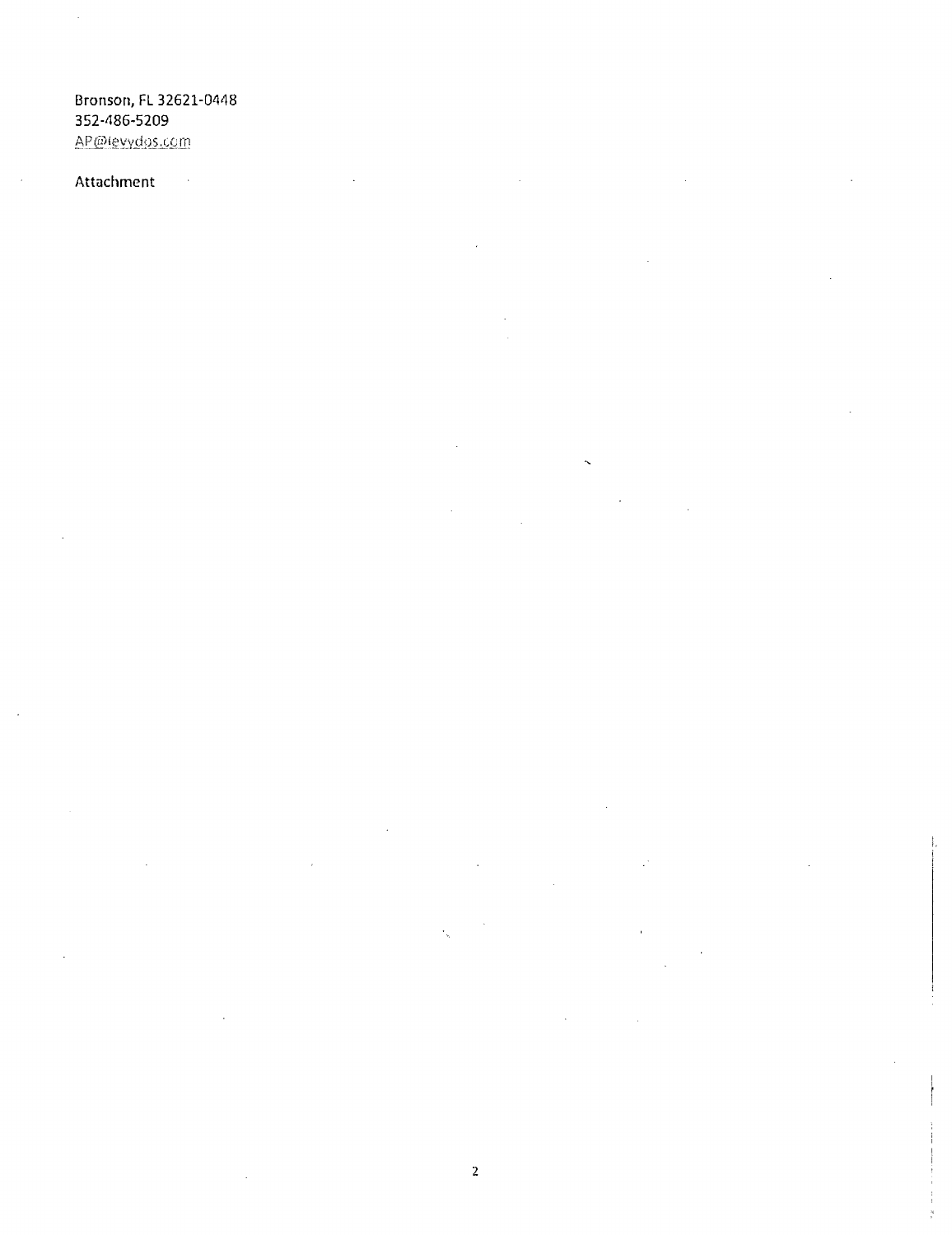Bronson, FL 32621-0448
352-486-5209
AP@levydos.com

Attachment